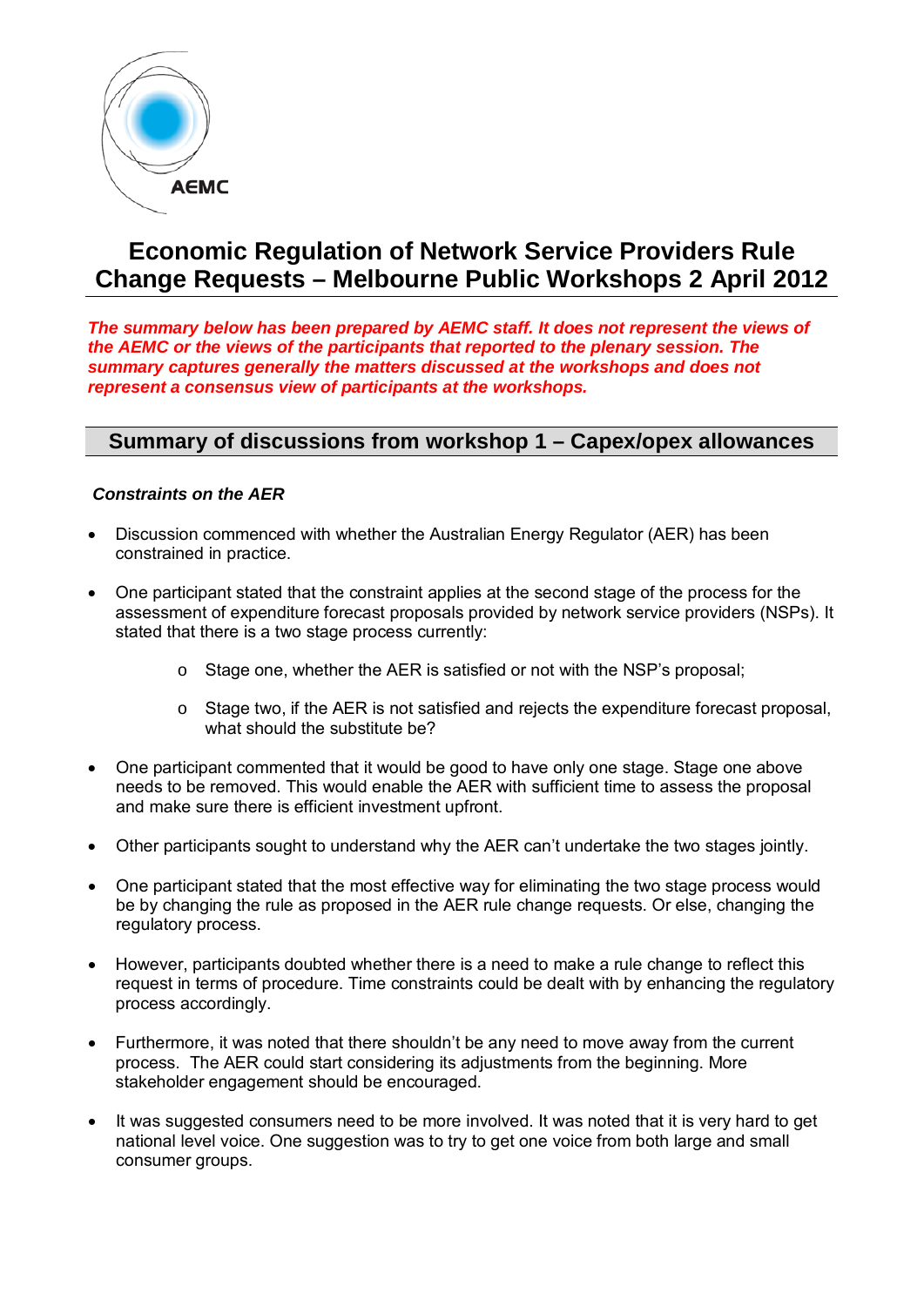AEMC

# Economic Regulation of Network Service Providers Rule Change Requests – Melbourne Public Workshops 2 April 2012

***The summary below has been prepared by AEMC staff. It does not represent the views of the AEMC or the views of the participants that reported to the plenary session. The summary captures generally the matters discussed at the workshops and does not represent a consensus view of participants at the workshops.***

## Summary of discussions from workshop 1 – Capex/opex allowances

***Constraints on the AER***

- Discussion commenced with whether the Australian Energy Regulator (AER) has been constrained in practice.
- One participant stated that the constraint applies at the second stage of the process for the assessment of expenditure forecast proposals provided by network service providers (NSPs). It stated that there is a two stage process currently:
  - Stage one, whether the AER is satisfied or not with the NSP's proposal;
  - Stage two, if the AER is not satisfied and rejects the expenditure forecast proposal, what should the substitute be?
- One participant commented that it would be good to have only one stage. Stage one above needs to be removed. This would enable the AER with sufficient time to assess the proposal and make sure there is efficient investment upfront.
- Other participants sought to understand why the AER can't undertake the two stages jointly.
- One participant stated that the most effective way for eliminating the two stage process would be by changing the rule as proposed in the AER rule change requests. Or else, changing the regulatory process.
- However, participants doubted whether there is a need to make a rule change to reflect this request in terms of procedure. Time constraints could be dealt with by enhancing the regulatory process accordingly.
- Furthermore, it was noted that there shouldn't be any need to move away from the current process. The AER could start considering its adjustments from the beginning. More stakeholder engagement should be encouraged.
- It was suggested consumers need to be more involved. It was noted that it is very hard to get national level voice. One suggestion was to try to get one voice from both large and small consumer groups.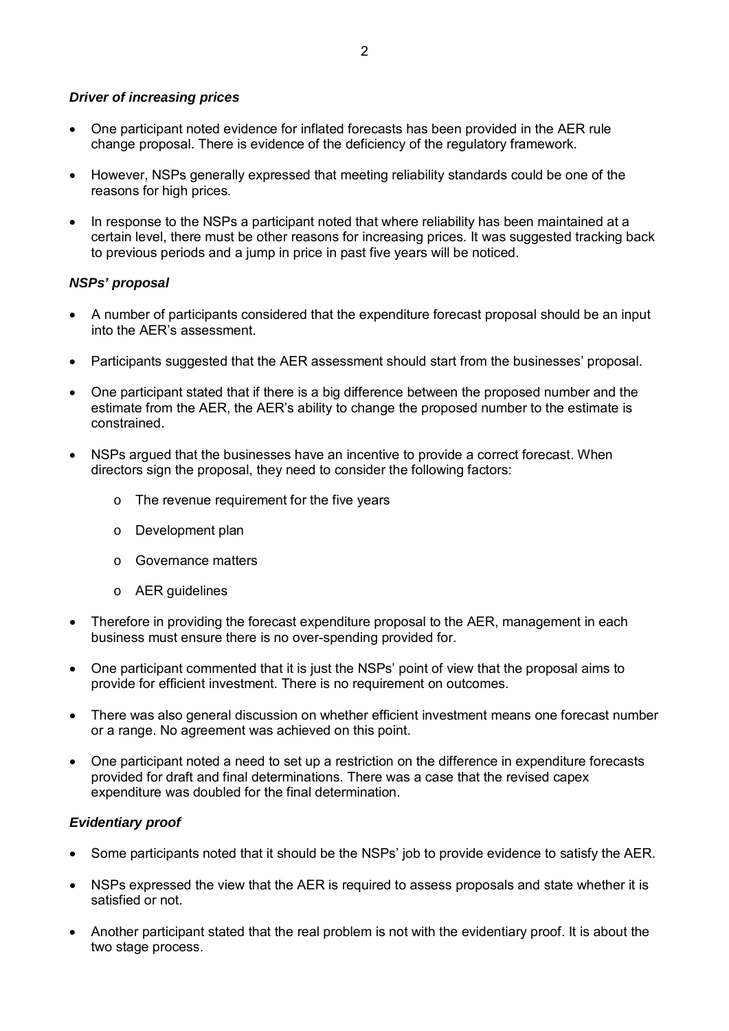***Driver of increasing prices***

- One participant noted evidence for inflated forecasts has been provided in the AER rule change proposal. There is evidence of the deficiency of the regulatory framework.
- However, NSPs generally expressed that meeting reliability standards could be one of the reasons for high prices.
- In response to the NSPs a participant noted that where reliability has been maintained at a certain level, there must be other reasons for increasing prices. It was suggested tracking back to previous periods and a jump in price in past five years will be noticed.

***NSPs' proposal***

- A number of participants considered that the expenditure forecast proposal should be an input into the AER's assessment.
- Participants suggested that the AER assessment should start from the businesses' proposal.
- One participant stated that if there is a big difference between the proposed number and the estimate from the AER, the AER's ability to change the proposed number to the estimate is constrained.
- NSPs argued that the businesses have an incentive to provide a correct forecast. When directors sign the proposal, they need to consider the following factors:
  - The revenue requirement for the five years
  - Development plan
  - Governance matters
  - AER guidelines
- Therefore in providing the forecast expenditure proposal to the AER, management in each business must ensure there is no over-spending provided for.
- One participant commented that it is just the NSPs' point of view that the proposal aims to provide for efficient investment. There is no requirement on outcomes.
- There was also general discussion on whether efficient investment means one forecast number or a range. No agreement was achieved on this point.
- One participant noted a need to set up a restriction on the difference in expenditure forecasts provided for draft and final determinations. There was a case that the revised capex expenditure was doubled for the final determination.

***Evidentiary proof***

- Some participants noted that it should be the NSPs' job to provide evidence to satisfy the AER.
- NSPs expressed the view that the AER is required to assess proposals and state whether it is satisfied or not.
- Another participant stated that the real problem is not with the evidentiary proof. It is about the two stage process.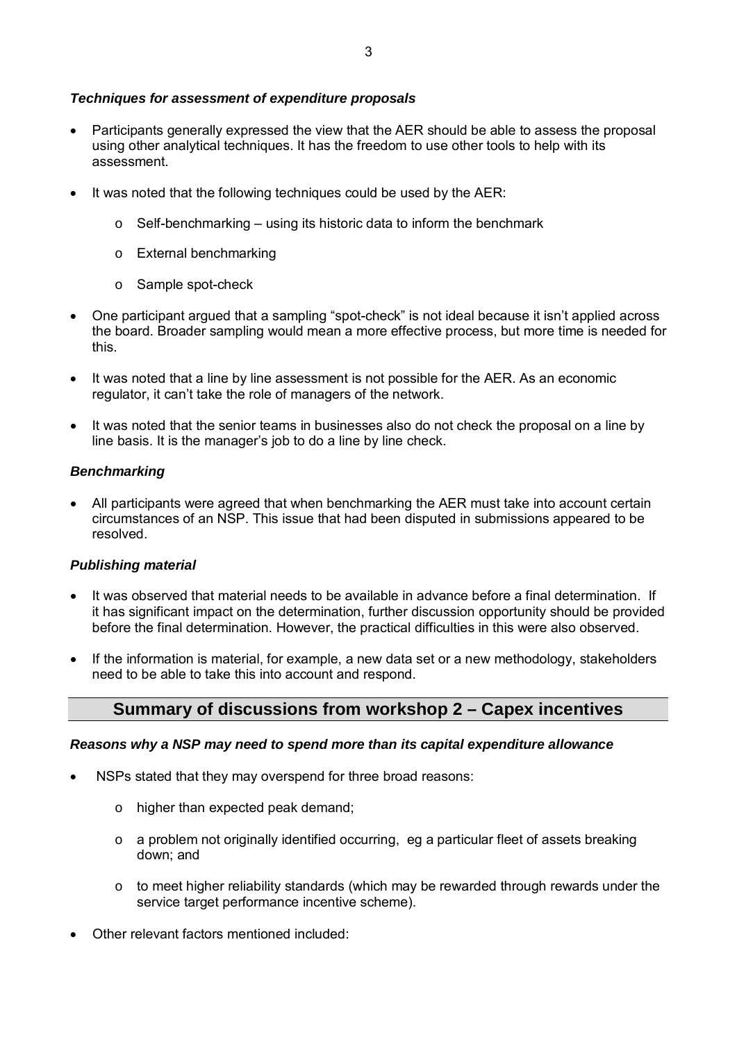***Techniques for assessment of expenditure proposals***

- Participants generally expressed the view that the AER should be able to assess the proposal using other analytical techniques. It has the freedom to use other tools to help with its assessment.
- It was noted that the following techniques could be used by the AER:
  - Self-benchmarking – using its historic data to inform the benchmark
  - External benchmarking
  - Sample spot-check
- One participant argued that a sampling “spot-check” is not ideal because it isn’t applied across the board. Broader sampling would mean a more effective process, but more time is needed for this.
- It was noted that a line by line assessment is not possible for the AER. As an economic regulator, it can’t take the role of managers of the network.
- It was noted that the senior teams in businesses also do not check the proposal on a line by line basis. It is the manager’s job to do a line by line check.

***Benchmarking***

- All participants were agreed that when benchmarking the AER must take into account certain circumstances of an NSP. This issue that had been disputed in submissions appeared to be resolved.

***Publishing material***

- It was observed that material needs to be available in advance before a final determination. If it has significant impact on the determination, further discussion opportunity should be provided before the final determination. However, the practical difficulties in this were also observed.
- If the information is material, for example, a new data set or a new methodology, stakeholders need to be able to take this into account and respond.

## Summary of discussions from workshop 2 – Capex incentives

***Reasons why a NSP may need to spend more than its capital expenditure allowance***

- NSPs stated that they may overspend for three broad reasons:
  - higher than expected peak demand;
  - a problem not originally identified occurring, eg a particular fleet of assets breaking down; and
  - to meet higher reliability standards (which may be rewarded through rewards under the service target performance incentive scheme).
- Other relevant factors mentioned included: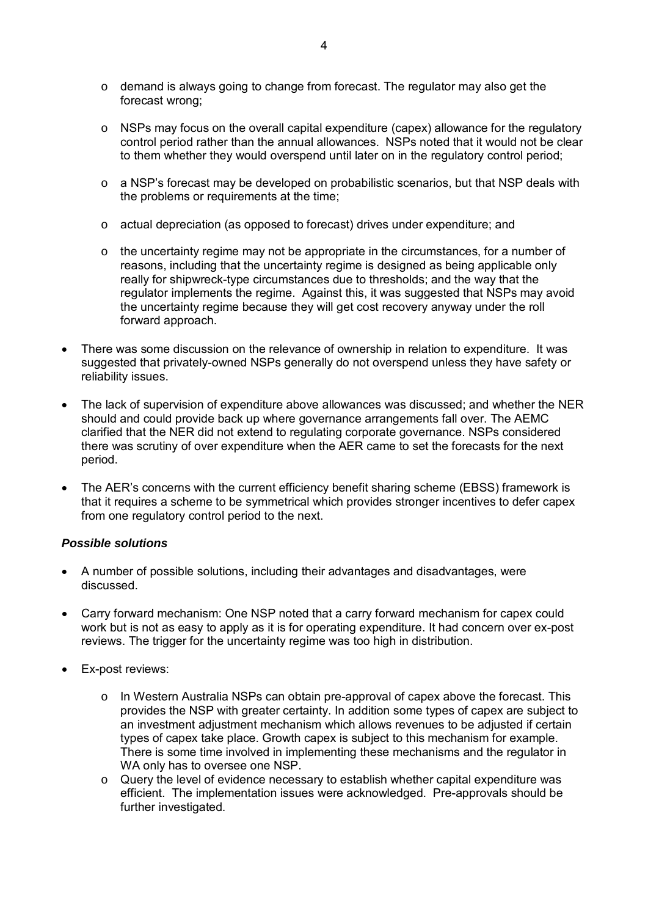- demand is always going to change from forecast. The regulator may also get the forecast wrong;
  - NSPs may focus on the overall capital expenditure (capex) allowance for the regulatory control period rather than the annual allowances. NSPs noted that it would not be clear to them whether they would overspend until later on in the regulatory control period;
  - a NSP's forecast may be developed on probabilistic scenarios, but that NSP deals with the problems or requirements at the time;
  - actual depreciation (as opposed to forecast) drives under expenditure; and
  - the uncertainty regime may not be appropriate in the circumstances, for a number of reasons, including that the uncertainty regime is designed as being applicable only really for shipwreck-type circumstances due to thresholds; and the way that the regulator implements the regime. Against this, it was suggested that NSPs may avoid the uncertainty regime because they will get cost recovery anyway under the roll forward approach.

- There was some discussion on the relevance of ownership in relation to expenditure. It was suggested that privately-owned NSPs generally do not overspend unless they have safety or reliability issues.

- The lack of supervision of expenditure above allowances was discussed; and whether the NER should and could provide back up where governance arrangements fall over. The AEMC clarified that the NER did not extend to regulating corporate governance. NSPs considered there was scrutiny of over expenditure when the AER came to set the forecasts for the next period.

- The AER's concerns with the current efficiency benefit sharing scheme (EBSS) framework is that it requires a scheme to be symmetrical which provides stronger incentives to defer capex from one regulatory control period to the next.

***Possible solutions***

- A number of possible solutions, including their advantages and disadvantages, were discussed.

- Carry forward mechanism: One NSP noted that a carry forward mechanism for capex could work but is not as easy to apply as it is for operating expenditure. It had concern over ex-post reviews. The trigger for the uncertainty regime was too high in distribution.

- Ex-post reviews:
  - In Western Australia NSPs can obtain pre-approval of capex above the forecast. This provides the NSP with greater certainty. In addition some types of capex are subject to an investment adjustment mechanism which allows revenues to be adjusted if certain types of capex take place. Growth capex is subject to this mechanism for example. There is some time involved in implementing these mechanisms and the regulator in WA only has to oversee one NSP.
  - Query the level of evidence necessary to establish whether capital expenditure was efficient. The implementation issues were acknowledged. Pre-approvals should be further investigated.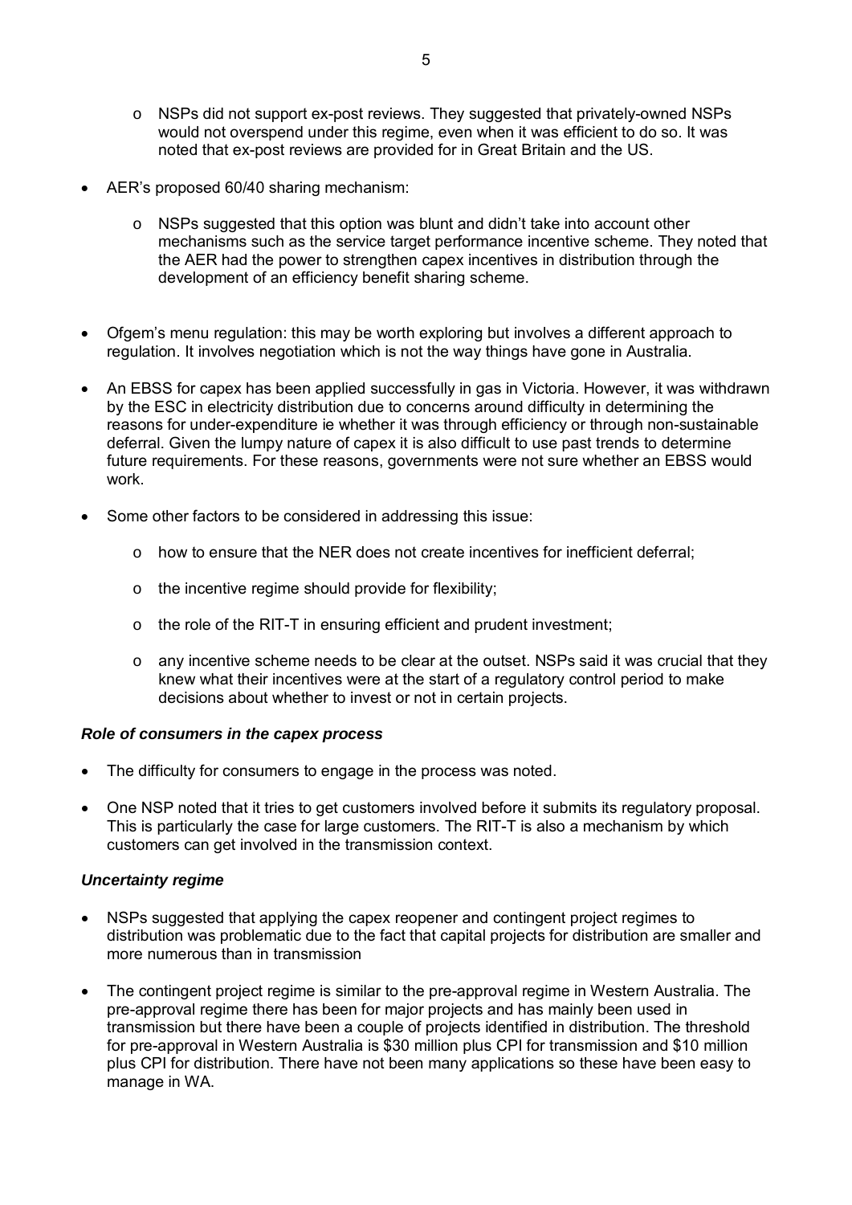- NSPs did not support ex-post reviews. They suggested that privately-owned NSPs would not overspend under this regime, even when it was efficient to do so. It was noted that ex-post reviews are provided for in Great Britain and the US.

- AER's proposed 60/40 sharing mechanism:

  - NSPs suggested that this option was blunt and didn't take into account other mechanisms such as the service target performance incentive scheme. They noted that the AER had the power to strengthen capex incentives in distribution through the development of an efficiency benefit sharing scheme.

- Ofgem's menu regulation: this may be worth exploring but involves a different approach to regulation. It involves negotiation which is not the way things have gone in Australia.

- An EBSS for capex has been applied successfully in gas in Victoria. However, it was withdrawn by the ESC in electricity distribution due to concerns around difficulty in determining the reasons for under-expenditure ie whether it was through efficiency or through non-sustainable deferral. Given the lumpy nature of capex it is also difficult to use past trends to determine future requirements. For these reasons, governments were not sure whether an EBSS would work.

- Some other factors to be considered in addressing this issue:

  - how to ensure that the NER does not create incentives for inefficient deferral;

  - the incentive regime should provide for flexibility;

  - the role of the RIT-T in ensuring efficient and prudent investment;

  - any incentive scheme needs to be clear at the outset. NSPs said it was crucial that they knew what their incentives were at the start of a regulatory control period to make decisions about whether to invest or not in certain projects.

***Role of consumers in the capex process***

- The difficulty for consumers to engage in the process was noted.

- One NSP noted that it tries to get customers involved before it submits its regulatory proposal. This is particularly the case for large customers. The RIT-T is also a mechanism by which customers can get involved in the transmission context.

***Uncertainty regime***

- NSPs suggested that applying the capex reopener and contingent project regimes to distribution was problematic due to the fact that capital projects for distribution are smaller and more numerous than in transmission

- The contingent project regime is similar to the pre-approval regime in Western Australia. The pre-approval regime there has been for major projects and has mainly been used in transmission but there have been a couple of projects identified in distribution. The threshold for pre-approval in Western Australia is $30 million plus CPI for transmission and $10 million plus CPI for distribution. There have not been many applications so these have been easy to manage in WA.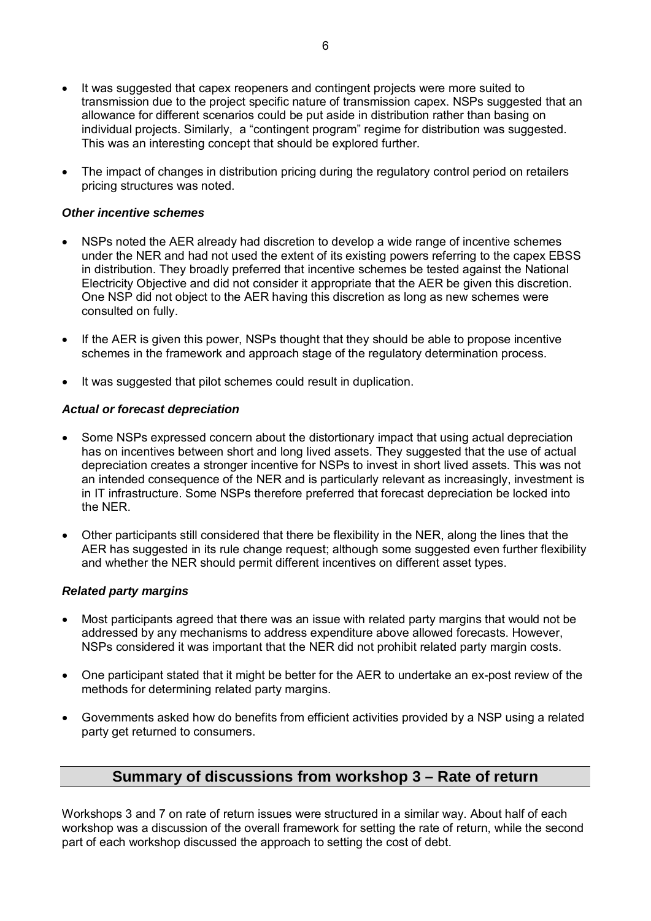- It was suggested that capex reopeners and contingent projects were more suited to transmission due to the project specific nature of transmission capex. NSPs suggested that an allowance for different scenarios could be put aside in distribution rather than basing on individual projects. Similarly, a "contingent program" regime for distribution was suggested. This was an interesting concept that should be explored further.
- The impact of changes in distribution pricing during the regulatory control period on retailers pricing structures was noted.

#### *Other incentive schemes*

- NSPs noted the AER already had discretion to develop a wide range of incentive schemes under the NER and had not used the extent of its existing powers referring to the capex EBSS in distribution. They broadly preferred that incentive schemes be tested against the National Electricity Objective and did not consider it appropriate that the AER be given this discretion. One NSP did not object to the AER having this discretion as long as new schemes were consulted on fully.
- If the AER is given this power, NSPs thought that they should be able to propose incentive schemes in the framework and approach stage of the regulatory determination process.
- It was suggested that pilot schemes could result in duplication.

#### *Actual or forecast depreciation*

- Some NSPs expressed concern about the distortionary impact that using actual depreciation has on incentives between short and long lived assets. They suggested that the use of actual depreciation creates a stronger incentive for NSPs to invest in short lived assets. This was not an intended consequence of the NER and is particularly relevant as increasingly, investment is in IT infrastructure. Some NSPs therefore preferred that forecast depreciation be locked into the NER.
- Other participants still considered that there be flexibility in the NER, along the lines that the AER has suggested in its rule change request; although some suggested even further flexibility and whether the NER should permit different incentives on different asset types.

#### *Related party margins*

- Most participants agreed that there was an issue with related party margins that would not be addressed by any mechanisms to address expenditure above allowed forecasts. However, NSPs considered it was important that the NER did not prohibit related party margin costs.
- One participant stated that it might be better for the AER to undertake an ex-post review of the methods for determining related party margins.
- Governments asked how do benefits from efficient activities provided by a NSP using a related party get returned to consumers.

## Summary of discussions from workshop 3 – Rate of return

Workshops 3 and 7 on rate of return issues were structured in a similar way. About half of each workshop was a discussion of the overall framework for setting the rate of return, while the second part of each workshop discussed the approach to setting the cost of debt.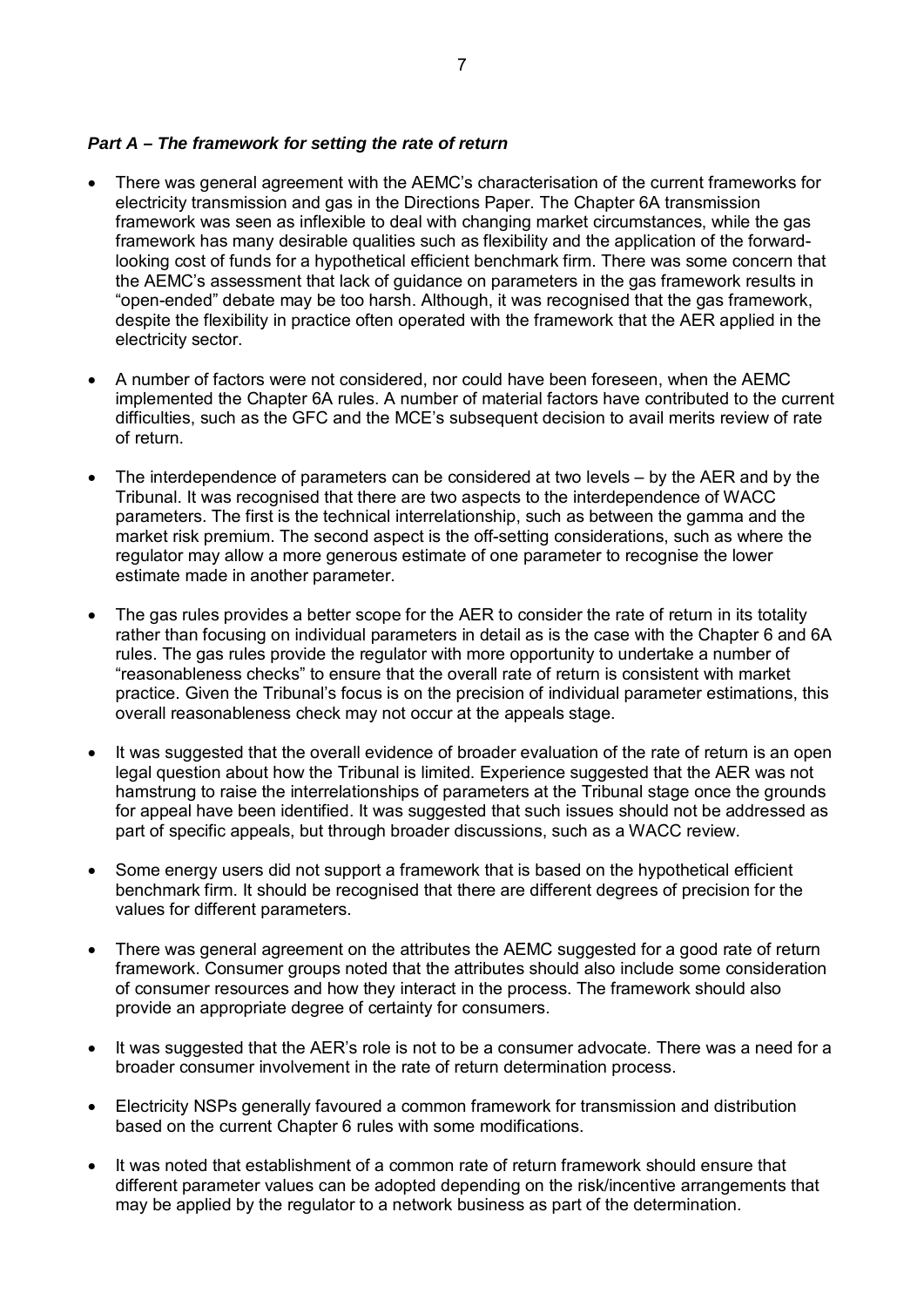***Part A – The framework for setting the rate of return***

- There was general agreement with the AEMC's characterisation of the current frameworks for electricity transmission and gas in the Directions Paper. The Chapter 6A transmission framework was seen as inflexible to deal with changing market circumstances, while the gas framework has many desirable qualities such as flexibility and the application of the forward-looking cost of funds for a hypothetical efficient benchmark firm. There was some concern that the AEMC's assessment that lack of guidance on parameters in the gas framework results in "open-ended" debate may be too harsh. Although, it was recognised that the gas framework, despite the flexibility in practice often operated with the framework that the AER applied in the electricity sector.

- A number of factors were not considered, nor could have been foreseen, when the AEMC implemented the Chapter 6A rules. A number of material factors have contributed to the current difficulties, such as the GFC and the MCE's subsequent decision to avail merits review of rate of return.

- The interdependence of parameters can be considered at two levels – by the AER and by the Tribunal. It was recognised that there are two aspects to the interdependence of WACC parameters. The first is the technical interrelationship, such as between the gamma and the market risk premium. The second aspect is the off-setting considerations, such as where the regulator may allow a more generous estimate of one parameter to recognise the lower estimate made in another parameter.

- The gas rules provides a better scope for the AER to consider the rate of return in its totality rather than focusing on individual parameters in detail as is the case with the Chapter 6 and 6A rules. The gas rules provide the regulator with more opportunity to undertake a number of "reasonableness checks" to ensure that the overall rate of return is consistent with market practice. Given the Tribunal's focus is on the precision of individual parameter estimations, this overall reasonableness check may not occur at the appeals stage.

- It was suggested that the overall evidence of broader evaluation of the rate of return is an open legal question about how the Tribunal is limited. Experience suggested that the AER was not hamstrung to raise the interrelationships of parameters at the Tribunal stage once the grounds for appeal have been identified. It was suggested that such issues should not be addressed as part of specific appeals, but through broader discussions, such as a WACC review.

- Some energy users did not support a framework that is based on the hypothetical efficient benchmark firm. It should be recognised that there are different degrees of precision for the values for different parameters.

- There was general agreement on the attributes the AEMC suggested for a good rate of return framework. Consumer groups noted that the attributes should also include some consideration of consumer resources and how they interact in the process. The framework should also provide an appropriate degree of certainty for consumers.

- It was suggested that the AER's role is not to be a consumer advocate. There was a need for a broader consumer involvement in the rate of return determination process.

- Electricity NSPs generally favoured a common framework for transmission and distribution based on the current Chapter 6 rules with some modifications.

- It was noted that establishment of a common rate of return framework should ensure that different parameter values can be adopted depending on the risk/incentive arrangements that may be applied by the regulator to a network business as part of the determination.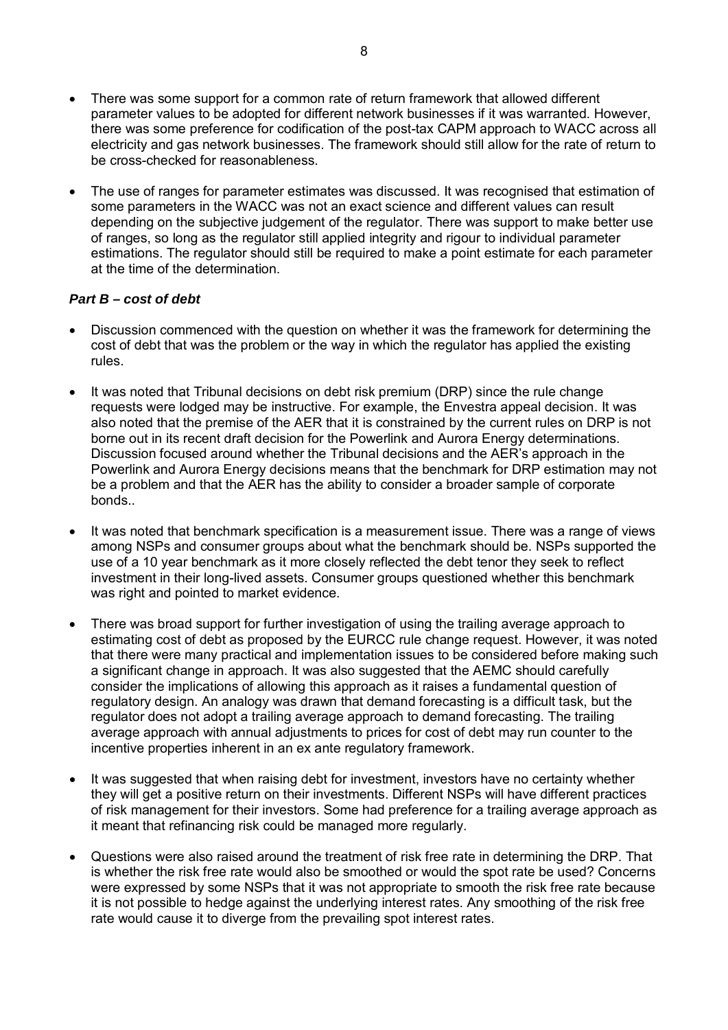- There was some support for a common rate of return framework that allowed different parameter values to be adopted for different network businesses if it was warranted. However, there was some preference for codification of the post-tax CAPM approach to WACC across all electricity and gas network businesses. The framework should still allow for the rate of return to be cross-checked for reasonableness.
- The use of ranges for parameter estimates was discussed. It was recognised that estimation of some parameters in the WACC was not an exact science and different values can result depending on the subjective judgement of the regulator. There was support to make better use of ranges, so long as the regulator still applied integrity and rigour to individual parameter estimations. The regulator should still be required to make a point estimate for each parameter at the time of the determination.

***Part B – cost of debt***

- Discussion commenced with the question on whether it was the framework for determining the cost of debt that was the problem or the way in which the regulator has applied the existing rules.
- It was noted that Tribunal decisions on debt risk premium (DRP) since the rule change requests were lodged may be instructive. For example, the Envestra appeal decision. It was also noted that the premise of the AER that it is constrained by the current rules on DRP is not borne out in its recent draft decision for the Powerlink and Aurora Energy determinations. Discussion focused around whether the Tribunal decisions and the AER's approach in the Powerlink and Aurora Energy decisions means that the benchmark for DRP estimation may not be a problem and that the AER has the ability to consider a broader sample of corporate bonds..
- It was noted that benchmark specification is a measurement issue. There was a range of views among NSPs and consumer groups about what the benchmark should be. NSPs supported the use of a 10 year benchmark as it more closely reflected the debt tenor they seek to reflect investment in their long-lived assets. Consumer groups questioned whether this benchmark was right and pointed to market evidence.
- There was broad support for further investigation of using the trailing average approach to estimating cost of debt as proposed by the EURCC rule change request. However, it was noted that there were many practical and implementation issues to be considered before making such a significant change in approach. It was also suggested that the AEMC should carefully consider the implications of allowing this approach as it raises a fundamental question of regulatory design. An analogy was drawn that demand forecasting is a difficult task, but the regulator does not adopt a trailing average approach to demand forecasting. The trailing average approach with annual adjustments to prices for cost of debt may run counter to the incentive properties inherent in an ex ante regulatory framework.
- It was suggested that when raising debt for investment, investors have no certainty whether they will get a positive return on their investments. Different NSPs will have different practices of risk management for their investors. Some had preference for a trailing average approach as it meant that refinancing risk could be managed more regularly.
- Questions were also raised around the treatment of risk free rate in determining the DRP. That is whether the risk free rate would also be smoothed or would the spot rate be used? Concerns were expressed by some NSPs that it was not appropriate to smooth the risk free rate because it is not possible to hedge against the underlying interest rates. Any smoothing of the risk free rate would cause it to diverge from the prevailing spot interest rates.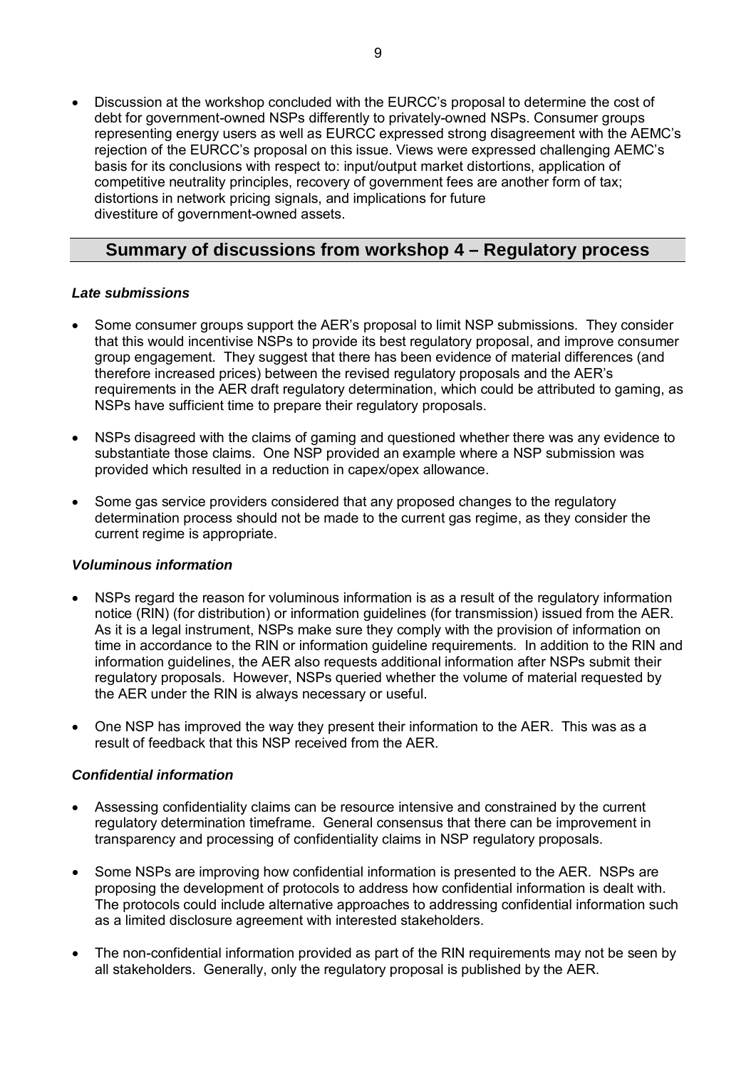- Discussion at the workshop concluded with the EURCC's proposal to determine the cost of debt for government-owned NSPs differently to privately-owned NSPs. Consumer groups representing energy users as well as EURCC expressed strong disagreement with the AEMC's rejection of the EURCC's proposal on this issue. Views were expressed challenging AEMC's basis for its conclusions with respect to: input/output market distortions, application of competitive neutrality principles, recovery of government fees are another form of tax; distortions in network pricing signals, and implications for future divestiture of government-owned assets.

## Summary of discussions from workshop 4 – Regulatory process

### *Late submissions*

- Some consumer groups support the AER's proposal to limit NSP submissions. They consider that this would incentivise NSPs to provide its best regulatory proposal, and improve consumer group engagement. They suggest that there has been evidence of material differences (and therefore increased prices) between the revised regulatory proposals and the AER's requirements in the AER draft regulatory determination, which could be attributed to gaming, as NSPs have sufficient time to prepare their regulatory proposals.
- NSPs disagreed with the claims of gaming and questioned whether there was any evidence to substantiate those claims. One NSP provided an example where a NSP submission was provided which resulted in a reduction in capex/opex allowance.
- Some gas service providers considered that any proposed changes to the regulatory determination process should not be made to the current gas regime, as they consider the current regime is appropriate.

### *Voluminous information*

- NSPs regard the reason for voluminous information is as a result of the regulatory information notice (RIN) (for distribution) or information guidelines (for transmission) issued from the AER. As it is a legal instrument, NSPs make sure they comply with the provision of information on time in accordance to the RIN or information guideline requirements. In addition to the RIN and information guidelines, the AER also requests additional information after NSPs submit their regulatory proposals. However, NSPs queried whether the volume of material requested by the AER under the RIN is always necessary or useful.
- One NSP has improved the way they present their information to the AER. This was as a result of feedback that this NSP received from the AER.

### *Confidential information*

- Assessing confidentiality claims can be resource intensive and constrained by the current regulatory determination timeframe. General consensus that there can be improvement in transparency and processing of confidentiality claims in NSP regulatory proposals.
- Some NSPs are improving how confidential information is presented to the AER. NSPs are proposing the development of protocols to address how confidential information is dealt with. The protocols could include alternative approaches to addressing confidential information such as a limited disclosure agreement with interested stakeholders.
- The non-confidential information provided as part of the RIN requirements may not be seen by all stakeholders. Generally, only the regulatory proposal is published by the AER.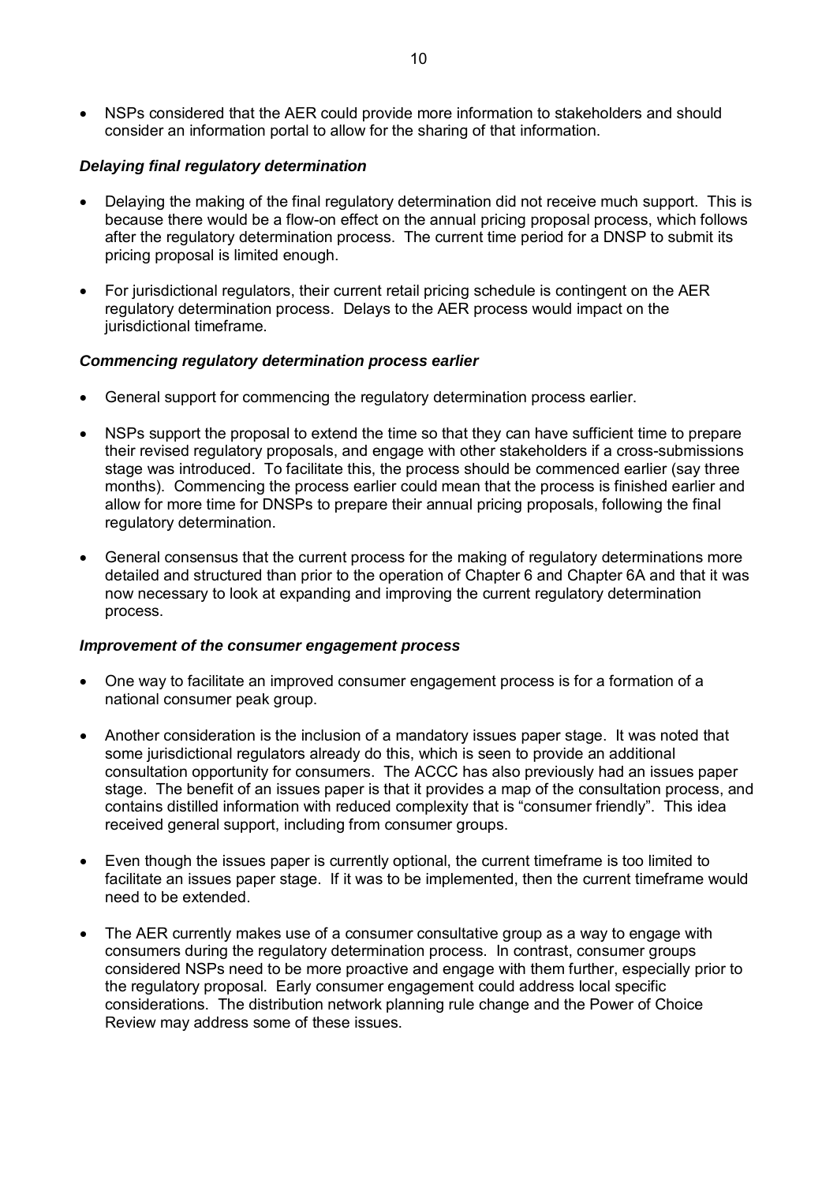- NSPs considered that the AER could provide more information to stakeholders and should consider an information portal to allow for the sharing of that information.

***Delaying final regulatory determination***

- Delaying the making of the final regulatory determination did not receive much support. This is because there would be a flow-on effect on the annual pricing proposal process, which follows after the regulatory determination process. The current time period for a DNSP to submit its pricing proposal is limited enough.
- For jurisdictional regulators, their current retail pricing schedule is contingent on the AER regulatory determination process. Delays to the AER process would impact on the jurisdictional timeframe.

***Commencing regulatory determination process earlier***

- General support for commencing the regulatory determination process earlier.
- NSPs support the proposal to extend the time so that they can have sufficient time to prepare their revised regulatory proposals, and engage with other stakeholders if a cross-submissions stage was introduced. To facilitate this, the process should be commenced earlier (say three months). Commencing the process earlier could mean that the process is finished earlier and allow for more time for DNSPs to prepare their annual pricing proposals, following the final regulatory determination.
- General consensus that the current process for the making of regulatory determinations more detailed and structured than prior to the operation of Chapter 6 and Chapter 6A and that it was now necessary to look at expanding and improving the current regulatory determination process.

***Improvement of the consumer engagement process***

- One way to facilitate an improved consumer engagement process is for a formation of a national consumer peak group.
- Another consideration is the inclusion of a mandatory issues paper stage. It was noted that some jurisdictional regulators already do this, which is seen to provide an additional consultation opportunity for consumers. The ACCC has also previously had an issues paper stage. The benefit of an issues paper is that it provides a map of the consultation process, and contains distilled information with reduced complexity that is "consumer friendly". This idea received general support, including from consumer groups.
- Even though the issues paper is currently optional, the current timeframe is too limited to facilitate an issues paper stage. If it was to be implemented, then the current timeframe would need to be extended.
- The AER currently makes use of a consumer consultative group as a way to engage with consumers during the regulatory determination process. In contrast, consumer groups considered NSPs need to be more proactive and engage with them further, especially prior to the regulatory proposal. Early consumer engagement could address local specific considerations. The distribution network planning rule change and the Power of Choice Review may address some of these issues.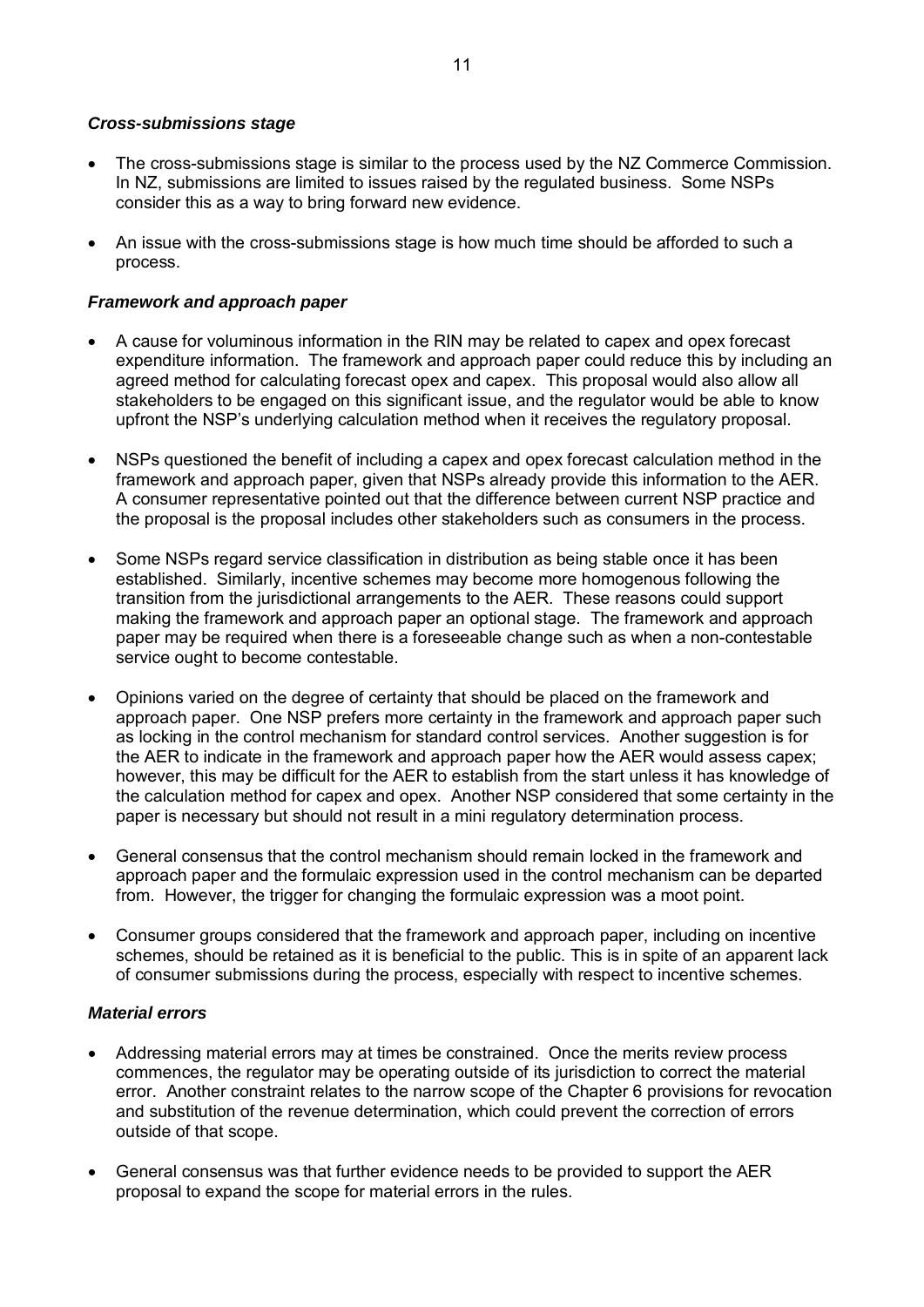### *Cross-submissions stage*

- The cross-submissions stage is similar to the process used by the NZ Commerce Commission. In NZ, submissions are limited to issues raised by the regulated business. Some NSPs consider this as a way to bring forward new evidence.

- An issue with the cross-submissions stage is how much time should be afforded to such a process.

### *Framework and approach paper*

- A cause for voluminous information in the RIN may be related to capex and opex forecast expenditure information. The framework and approach paper could reduce this by including an agreed method for calculating forecast opex and capex. This proposal would also allow all stakeholders to be engaged on this significant issue, and the regulator would be able to know upfront the NSP's underlying calculation method when it receives the regulatory proposal.

- NSPs questioned the benefit of including a capex and opex forecast calculation method in the framework and approach paper, given that NSPs already provide this information to the AER. A consumer representative pointed out that the difference between current NSP practice and the proposal is the proposal includes other stakeholders such as consumers in the process.

- Some NSPs regard service classification in distribution as being stable once it has been established. Similarly, incentive schemes may become more homogenous following the transition from the jurisdictional arrangements to the AER. These reasons could support making the framework and approach paper an optional stage. The framework and approach paper may be required when there is a foreseeable change such as when a non-contestable service ought to become contestable.

- Opinions varied on the degree of certainty that should be placed on the framework and approach paper. One NSP prefers more certainty in the framework and approach paper such as locking in the control mechanism for standard control services. Another suggestion is for the AER to indicate in the framework and approach paper how the AER would assess capex; however, this may be difficult for the AER to establish from the start unless it has knowledge of the calculation method for capex and opex. Another NSP considered that some certainty in the paper is necessary but should not result in a mini regulatory determination process.

- General consensus that the control mechanism should remain locked in the framework and approach paper and the formulaic expression used in the control mechanism can be departed from. However, the trigger for changing the formulaic expression was a moot point.

- Consumer groups considered that the framework and approach paper, including on incentive schemes, should be retained as it is beneficial to the public. This is in spite of an apparent lack of consumer submissions during the process, especially with respect to incentive schemes.

### *Material errors*

- Addressing material errors may at times be constrained. Once the merits review process commences, the regulator may be operating outside of its jurisdiction to correct the material error. Another constraint relates to the narrow scope of the Chapter 6 provisions for revocation and substitution of the revenue determination, which could prevent the correction of errors outside of that scope.

- General consensus was that further evidence needs to be provided to support the AER proposal to expand the scope for material errors in the rules.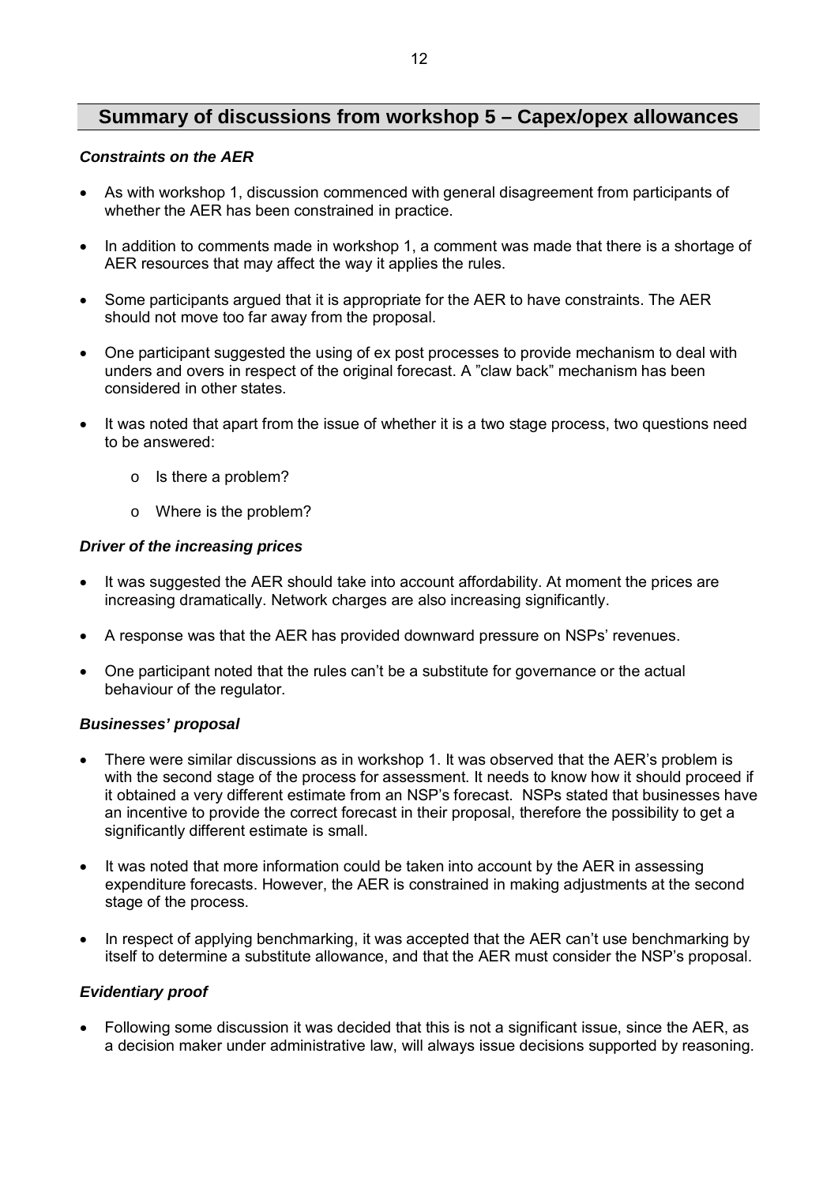## Summary of discussions from workshop 5 – Capex/opex allowances

***Constraints on the AER***

- As with workshop 1, discussion commenced with general disagreement from participants of whether the AER has been constrained in practice.
- In addition to comments made in workshop 1, a comment was made that there is a shortage of AER resources that may affect the way it applies the rules.
- Some participants argued that it is appropriate for the AER to have constraints. The AER should not move too far away from the proposal.
- One participant suggested the using of ex post processes to provide mechanism to deal with unders and overs in respect of the original forecast. A "claw back" mechanism has been considered in other states.
- It was noted that apart from the issue of whether it is a two stage process, two questions need to be answered:
  - Is there a problem?
  - Where is the problem?

***Driver of the increasing prices***

- It was suggested the AER should take into account affordability. At moment the prices are increasing dramatically. Network charges are also increasing significantly.
- A response was that the AER has provided downward pressure on NSPs' revenues.
- One participant noted that the rules can't be a substitute for governance or the actual behaviour of the regulator.

***Businesses' proposal***

- There were similar discussions as in workshop 1. It was observed that the AER's problem is with the second stage of the process for assessment. It needs to know how it should proceed if it obtained a very different estimate from an NSP's forecast. NSPs stated that businesses have an incentive to provide the correct forecast in their proposal, therefore the possibility to get a significantly different estimate is small.
- It was noted that more information could be taken into account by the AER in assessing expenditure forecasts. However, the AER is constrained in making adjustments at the second stage of the process.
- In respect of applying benchmarking, it was accepted that the AER can't use benchmarking by itself to determine a substitute allowance, and that the AER must consider the NSP's proposal.

***Evidentiary proof***

- Following some discussion it was decided that this is not a significant issue, since the AER, as a decision maker under administrative law, will always issue decisions supported by reasoning.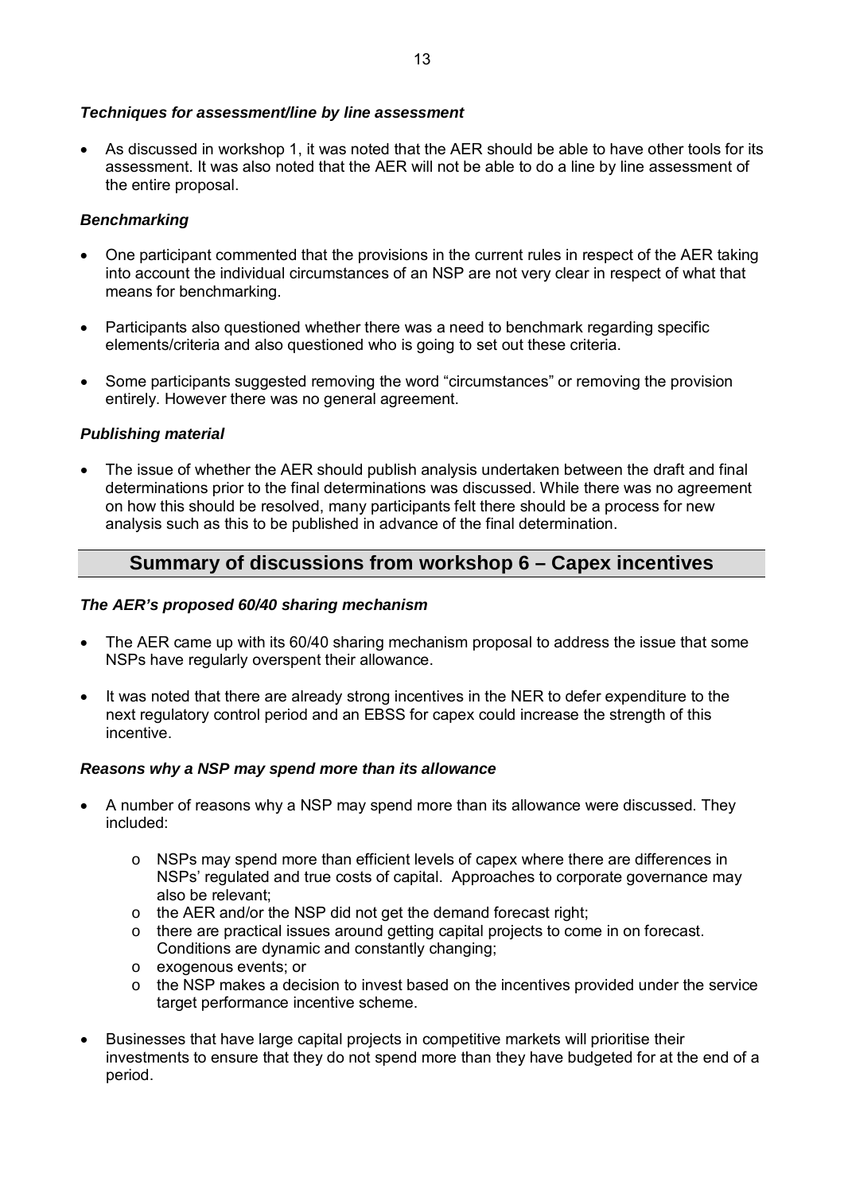### *Techniques for assessment/line by line assessment*

- As discussed in workshop 1, it was noted that the AER should be able to have other tools for its assessment. It was also noted that the AER will not be able to do a line by line assessment of the entire proposal.

### *Benchmarking*

- One participant commented that the provisions in the current rules in respect of the AER taking into account the individual circumstances of an NSP are not very clear in respect of what that means for benchmarking.
- Participants also questioned whether there was a need to benchmark regarding specific elements/criteria and also questioned who is going to set out these criteria.
- Some participants suggested removing the word "circumstances" or removing the provision entirely. However there was no general agreement.

### *Publishing material*

- The issue of whether the AER should publish analysis undertaken between the draft and final determinations prior to the final determinations was discussed. While there was no agreement on how this should be resolved, many participants felt there should be a process for new analysis such as this to be published in advance of the final determination.

## Summary of discussions from workshop 6 – Capex incentives

### *The AER's proposed 60/40 sharing mechanism*

- The AER came up with its 60/40 sharing mechanism proposal to address the issue that some NSPs have regularly overspent their allowance.
- It was noted that there are already strong incentives in the NER to defer expenditure to the next regulatory control period and an EBSS for capex could increase the strength of this incentive.

### *Reasons why a NSP may spend more than its allowance*

- A number of reasons why a NSP may spend more than its allowance were discussed. They included:
  - NSPs may spend more than efficient levels of capex where there are differences in NSPs' regulated and true costs of capital. Approaches to corporate governance may also be relevant;
  - the AER and/or the NSP did not get the demand forecast right;
  - there are practical issues around getting capital projects to come in on forecast. Conditions are dynamic and constantly changing;
  - exogenous events; or
  - the NSP makes a decision to invest based on the incentives provided under the service target performance incentive scheme.
- Businesses that have large capital projects in competitive markets will prioritise their investments to ensure that they do not spend more than they have budgeted for at the end of a period.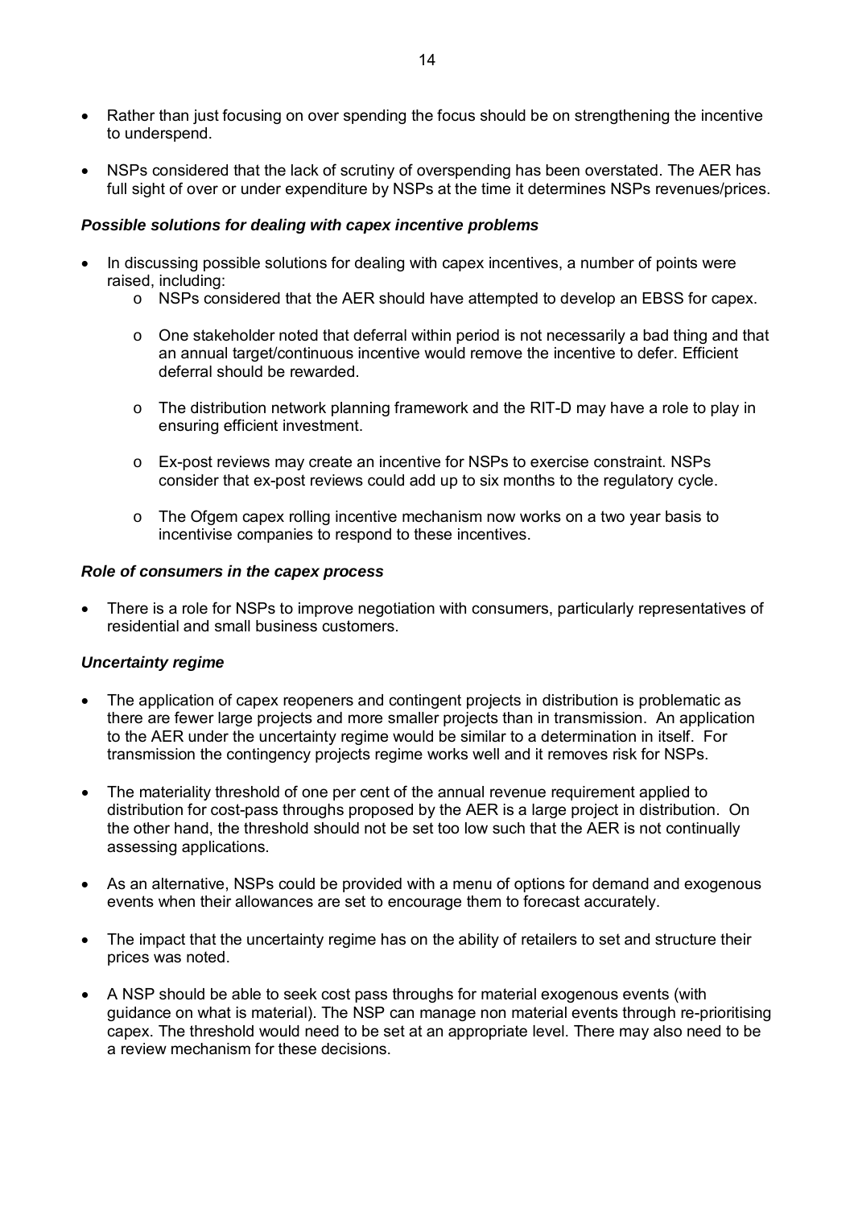- Rather than just focusing on over spending the focus should be on strengthening the incentive to underspend.

- NSPs considered that the lack of scrutiny of overspending has been overstated. The AER has full sight of over or under expenditure by NSPs at the time it determines NSPs revenues/prices.

***Possible solutions for dealing with capex incentive problems***

- In discussing possible solutions for dealing with capex incentives, a number of points were raised, including:
  - NSPs considered that the AER should have attempted to develop an EBSS for capex.
  - One stakeholder noted that deferral within period is not necessarily a bad thing and that an annual target/continuous incentive would remove the incentive to defer. Efficient deferral should be rewarded.
  - The distribution network planning framework and the RIT-D may have a role to play in ensuring efficient investment.
  - Ex-post reviews may create an incentive for NSPs to exercise constraint. NSPs consider that ex-post reviews could add up to six months to the regulatory cycle.
  - The Ofgem capex rolling incentive mechanism now works on a two year basis to incentivise companies to respond to these incentives.

***Role of consumers in the capex process***

- There is a role for NSPs to improve negotiation with consumers, particularly representatives of residential and small business customers.

***Uncertainty regime***

- The application of capex reopeners and contingent projects in distribution is problematic as there are fewer large projects and more smaller projects than in transmission. An application to the AER under the uncertainty regime would be similar to a determination in itself. For transmission the contingency projects regime works well and it removes risk for NSPs.

- The materiality threshold of one per cent of the annual revenue requirement applied to distribution for cost-pass throughs proposed by the AER is a large project in distribution. On the other hand, the threshold should not be set too low such that the AER is not continually assessing applications.

- As an alternative, NSPs could be provided with a menu of options for demand and exogenous events when their allowances are set to encourage them to forecast accurately.

- The impact that the uncertainty regime has on the ability of retailers to set and structure their prices was noted.

- A NSP should be able to seek cost pass throughs for material exogenous events (with guidance on what is material). The NSP can manage non material events through re-prioritising capex. The threshold would need to be set at an appropriate level. There may also need to be a review mechanism for these decisions.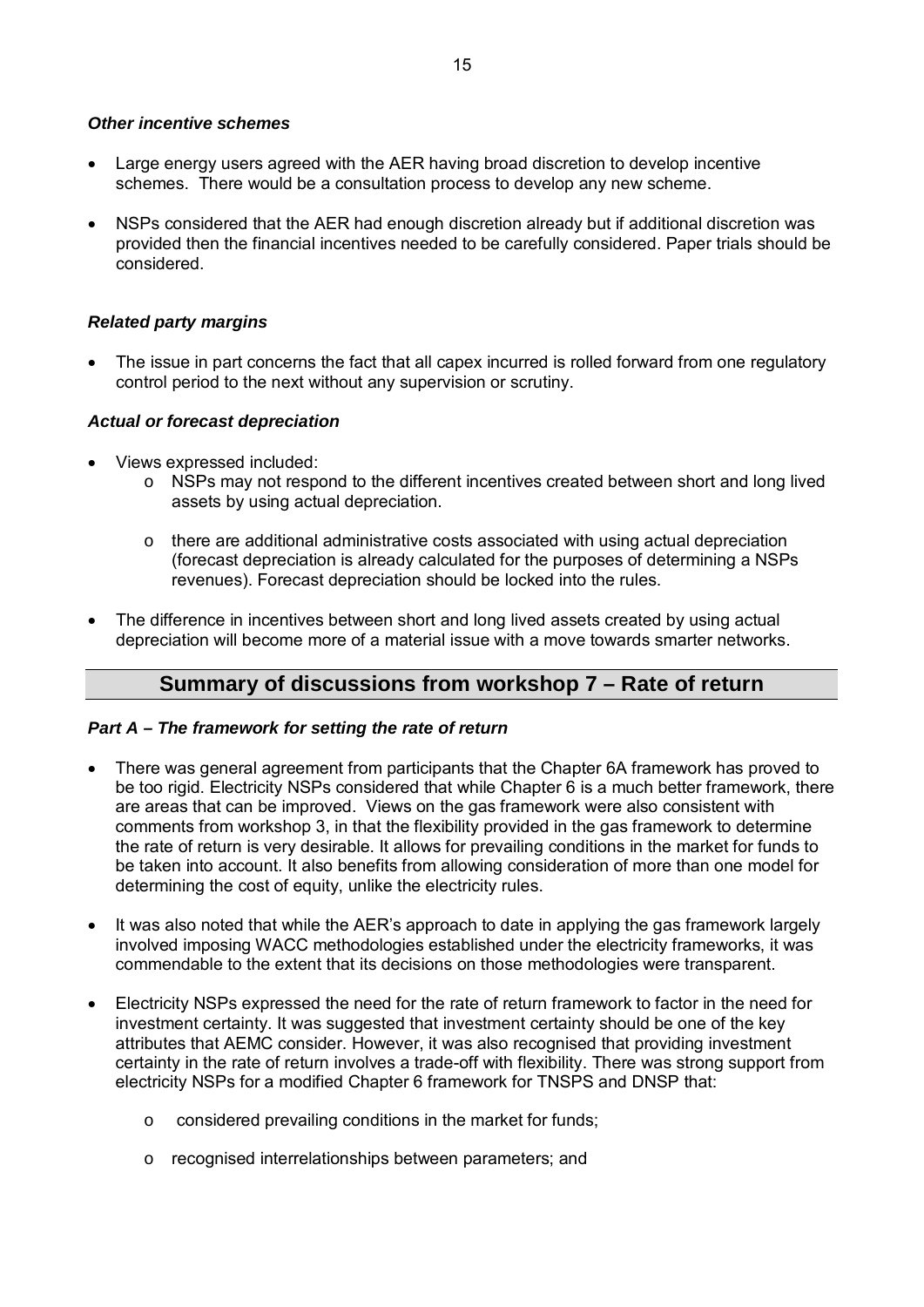***Other incentive schemes***

- Large energy users agreed with the AER having broad discretion to develop incentive schemes. There would be a consultation process to develop any new scheme.
- NSPs considered that the AER had enough discretion already but if additional discretion was provided then the financial incentives needed to be carefully considered. Paper trials should be considered.

***Related party margins***

- The issue in part concerns the fact that all capex incurred is rolled forward from one regulatory control period to the next without any supervision or scrutiny.

***Actual or forecast depreciation***

- Views expressed included:
  - NSPs may not respond to the different incentives created between short and long lived assets by using actual depreciation.
  - there are additional administrative costs associated with using actual depreciation (forecast depreciation is already calculated for the purposes of determining a NSPs revenues). Forecast depreciation should be locked into the rules.
- The difference in incentives between short and long lived assets created by using actual depreciation will become more of a material issue with a move towards smarter networks.

## Summary of discussions from workshop 7 – Rate of return

***Part A – The framework for setting the rate of return***

- There was general agreement from participants that the Chapter 6A framework has proved to be too rigid. Electricity NSPs considered that while Chapter 6 is a much better framework, there are areas that can be improved. Views on the gas framework were also consistent with comments from workshop 3, in that the flexibility provided in the gas framework to determine the rate of return is very desirable. It allows for prevailing conditions in the market for funds to be taken into account. It also benefits from allowing consideration of more than one model for determining the cost of equity, unlike the electricity rules.
- It was also noted that while the AER's approach to date in applying the gas framework largely involved imposing WACC methodologies established under the electricity frameworks, it was commendable to the extent that its decisions on those methodologies were transparent.
- Electricity NSPs expressed the need for the rate of return framework to factor in the need for investment certainty. It was suggested that investment certainty should be one of the key attributes that AEMC consider. However, it was also recognised that providing investment certainty in the rate of return involves a trade-off with flexibility. There was strong support from electricity NSPs for a modified Chapter 6 framework for TNSPS and DNSP that:
  - considered prevailing conditions in the market for funds;
  - recognised interrelationships between parameters; and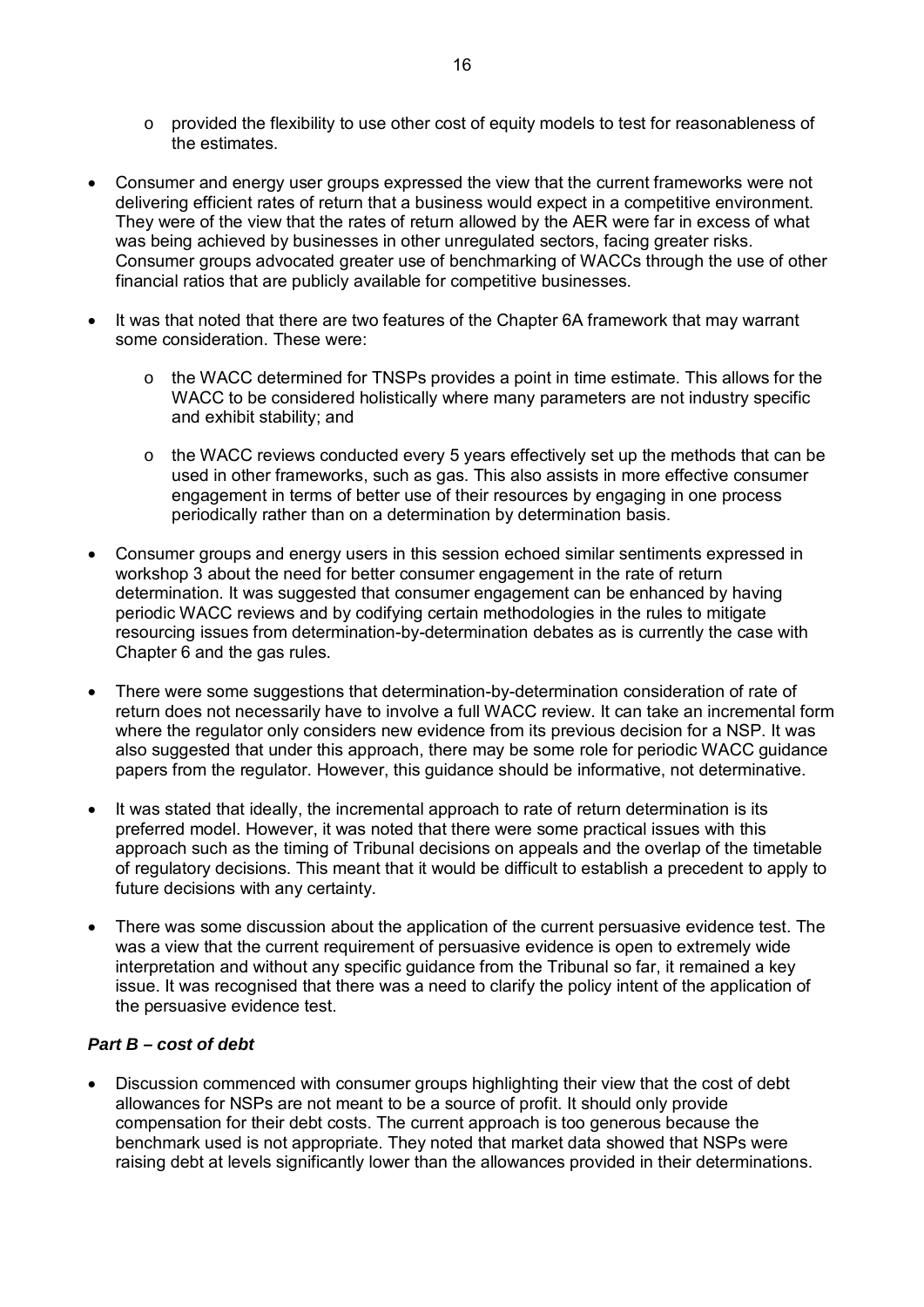- provided the flexibility to use other cost of equity models to test for reasonableness of the estimates.

- Consumer and energy user groups expressed the view that the current frameworks were not delivering efficient rates of return that a business would expect in a competitive environment. They were of the view that the rates of return allowed by the AER were far in excess of what was being achieved by businesses in other unregulated sectors, facing greater risks. Consumer groups advocated greater use of benchmarking of WACCs through the use of other financial ratios that are publicly available for competitive businesses.

- It was that noted that there are two features of the Chapter 6A framework that may warrant some consideration. These were:

  - the WACC determined for TNSPs provides a point in time estimate. This allows for the WACC to be considered holistically where many parameters are not industry specific and exhibit stability; and

  - the WACC reviews conducted every 5 years effectively set up the methods that can be used in other frameworks, such as gas. This also assists in more effective consumer engagement in terms of better use of their resources by engaging in one process periodically rather than on a determination by determination basis.

- Consumer groups and energy users in this session echoed similar sentiments expressed in workshop 3 about the need for better consumer engagement in the rate of return determination. It was suggested that consumer engagement can be enhanced by having periodic WACC reviews and by codifying certain methodologies in the rules to mitigate resourcing issues from determination-by-determination debates as is currently the case with Chapter 6 and the gas rules.

- There were some suggestions that determination-by-determination consideration of rate of return does not necessarily have to involve a full WACC review. It can take an incremental form where the regulator only considers new evidence from its previous decision for a NSP. It was also suggested that under this approach, there may be some role for periodic WACC guidance papers from the regulator. However, this guidance should be informative, not determinative.

- It was stated that ideally, the incremental approach to rate of return determination is its preferred model. However, it was noted that there were some practical issues with this approach such as the timing of Tribunal decisions on appeals and the overlap of the timetable of regulatory decisions. This meant that it would be difficult to establish a precedent to apply to future decisions with any certainty.

- There was some discussion about the application of the current persuasive evidence test. The was a view that the current requirement of persuasive evidence is open to extremely wide interpretation and without any specific guidance from the Tribunal so far, it remained a key issue. It was recognised that there was a need to clarify the policy intent of the application of the persuasive evidence test.

***Part B – cost of debt***

- Discussion commenced with consumer groups highlighting their view that the cost of debt allowances for NSPs are not meant to be a source of profit. It should only provide compensation for their debt costs. The current approach is too generous because the benchmark used is not appropriate. They noted that market data showed that NSPs were raising debt at levels significantly lower than the allowances provided in their determinations.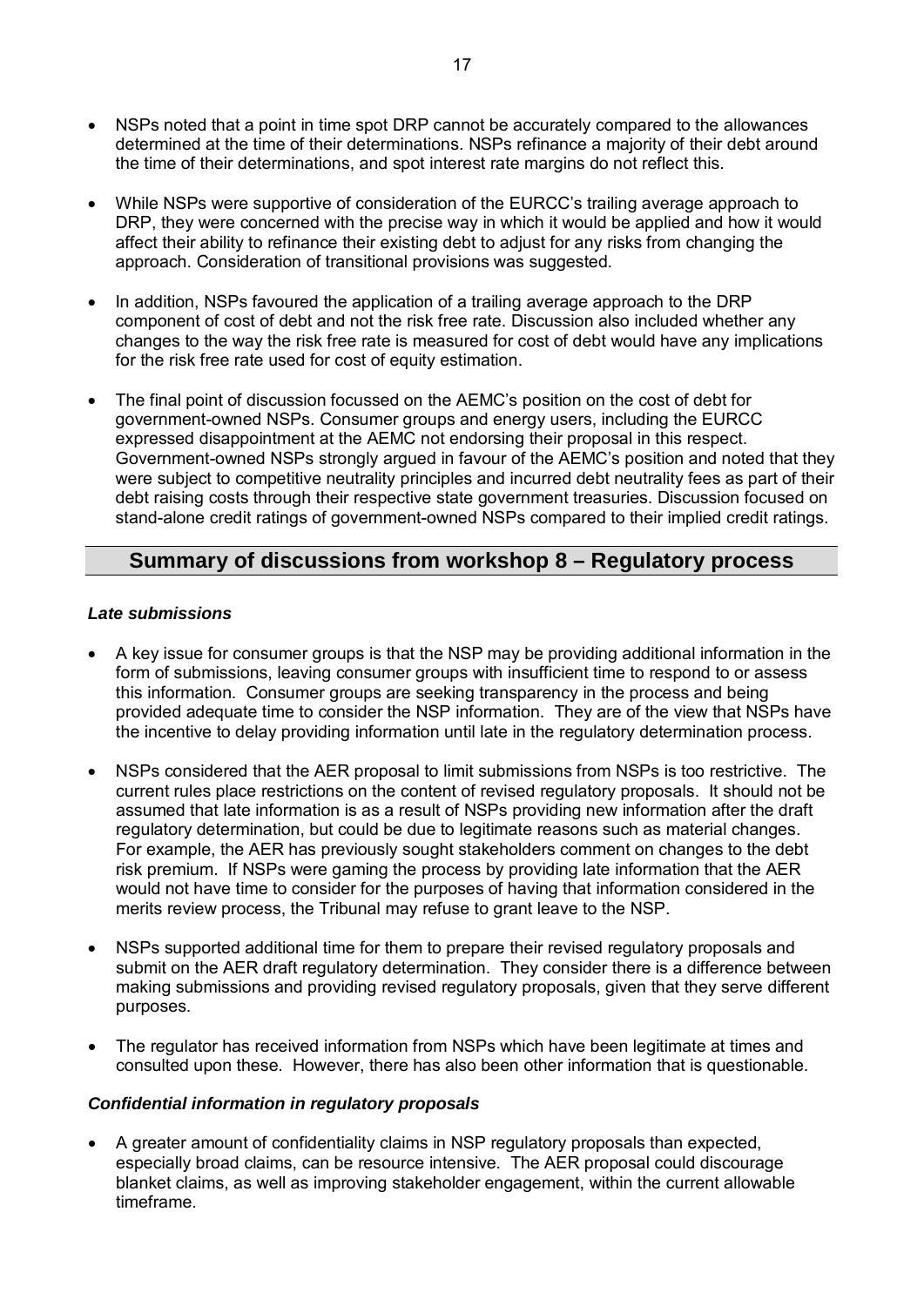- NSPs noted that a point in time spot DRP cannot be accurately compared to the allowances determined at the time of their determinations. NSPs refinance a majority of their debt around the time of their determinations, and spot interest rate margins do not reflect this.

- While NSPs were supportive of consideration of the EURCC's trailing average approach to DRP, they were concerned with the precise way in which it would be applied and how it would affect their ability to refinance their existing debt to adjust for any risks from changing the approach. Consideration of transitional provisions was suggested.

- In addition, NSPs favoured the application of a trailing average approach to the DRP component of cost of debt and not the risk free rate. Discussion also included whether any changes to the way the risk free rate is measured for cost of debt would have any implications for the risk free rate used for cost of equity estimation.

- The final point of discussion focussed on the AEMC's position on the cost of debt for government-owned NSPs. Consumer groups and energy users, including the EURCC expressed disappointment at the AEMC not endorsing their proposal in this respect. Government-owned NSPs strongly argued in favour of the AEMC's position and noted that they were subject to competitive neutrality principles and incurred debt neutrality fees as part of their debt raising costs through their respective state government treasuries. Discussion focused on stand-alone credit ratings of government-owned NSPs compared to their implied credit ratings.

## Summary of discussions from workshop 8 – Regulatory process

***Late submissions***

- A key issue for consumer groups is that the NSP may be providing additional information in the form of submissions, leaving consumer groups with insufficient time to respond to or assess this information. Consumer groups are seeking transparency in the process and being provided adequate time to consider the NSP information. They are of the view that NSPs have the incentive to delay providing information until late in the regulatory determination process.

- NSPs considered that the AER proposal to limit submissions from NSPs is too restrictive. The current rules place restrictions on the content of revised regulatory proposals. It should not be assumed that late information is as a result of NSPs providing new information after the draft regulatory determination, but could be due to legitimate reasons such as material changes. For example, the AER has previously sought stakeholders comment on changes to the debt risk premium. If NSPs were gaming the process by providing late information that the AER would not have time to consider for the purposes of having that information considered in the merits review process, the Tribunal may refuse to grant leave to the NSP.

- NSPs supported additional time for them to prepare their revised regulatory proposals and submit on the AER draft regulatory determination. They consider there is a difference between making submissions and providing revised regulatory proposals, given that they serve different purposes.

- The regulator has received information from NSPs which have been legitimate at times and consulted upon these. However, there has also been other information that is questionable.

***Confidential information in regulatory proposals***

- A greater amount of confidentiality claims in NSP regulatory proposals than expected, especially broad claims, can be resource intensive. The AER proposal could discourage blanket claims, as well as improving stakeholder engagement, within the current allowable timeframe.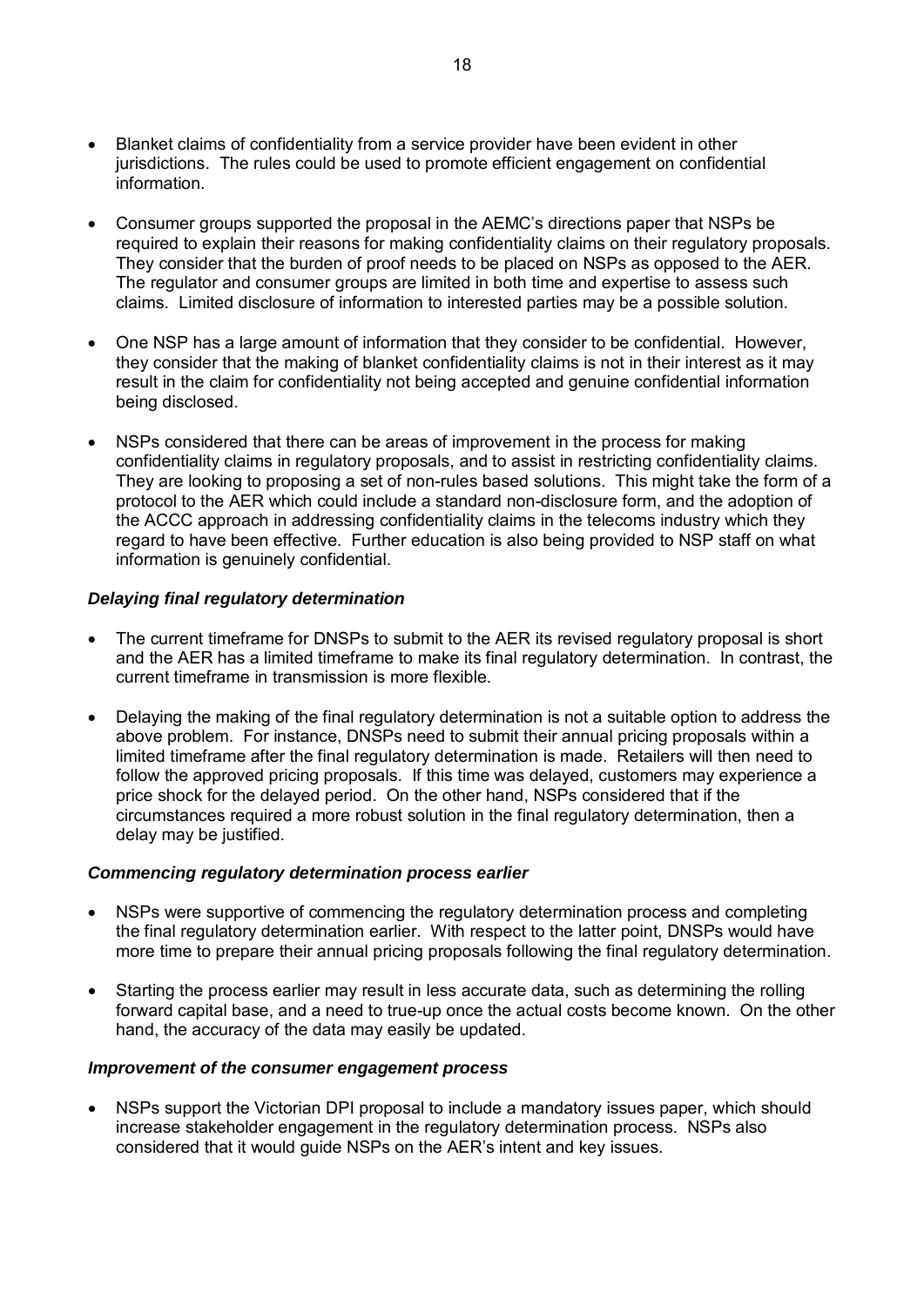- Blanket claims of confidentiality from a service provider have been evident in other jurisdictions. The rules could be used to promote efficient engagement on confidential information.

- Consumer groups supported the proposal in the AEMC's directions paper that NSPs be required to explain their reasons for making confidentiality claims on their regulatory proposals. They consider that the burden of proof needs to be placed on NSPs as opposed to the AER. The regulator and consumer groups are limited in both time and expertise to assess such claims. Limited disclosure of information to interested parties may be a possible solution.

- One NSP has a large amount of information that they consider to be confidential. However, they consider that the making of blanket confidentiality claims is not in their interest as it may result in the claim for confidentiality not being accepted and genuine confidential information being disclosed.

- NSPs considered that there can be areas of improvement in the process for making confidentiality claims in regulatory proposals, and to assist in restricting confidentiality claims. They are looking to proposing a set of non-rules based solutions. This might take the form of a protocol to the AER which could include a standard non-disclosure form, and the adoption of the ACCC approach in addressing confidentiality claims in the telecoms industry which they regard to have been effective. Further education is also being provided to NSP staff on what information is genuinely confidential.

***Delaying final regulatory determination***

- The current timeframe for DNSPs to submit to the AER its revised regulatory proposal is short and the AER has a limited timeframe to make its final regulatory determination. In contrast, the current timeframe in transmission is more flexible.

- Delaying the making of the final regulatory determination is not a suitable option to address the above problem. For instance, DNSPs need to submit their annual pricing proposals within a limited timeframe after the final regulatory determination is made. Retailers will then need to follow the approved pricing proposals. If this time was delayed, customers may experience a price shock for the delayed period. On the other hand, NSPs considered that if the circumstances required a more robust solution in the final regulatory determination, then a delay may be justified.

***Commencing regulatory determination process earlier***

- NSPs were supportive of commencing the regulatory determination process and completing the final regulatory determination earlier. With respect to the latter point, DNSPs would have more time to prepare their annual pricing proposals following the final regulatory determination.

- Starting the process earlier may result in less accurate data, such as determining the rolling forward capital base, and a need to true-up once the actual costs become known. On the other hand, the accuracy of the data may easily be updated.

***Improvement of the consumer engagement process***

- NSPs support the Victorian DPI proposal to include a mandatory issues paper, which should increase stakeholder engagement in the regulatory determination process. NSPs also considered that it would guide NSPs on the AER's intent and key issues.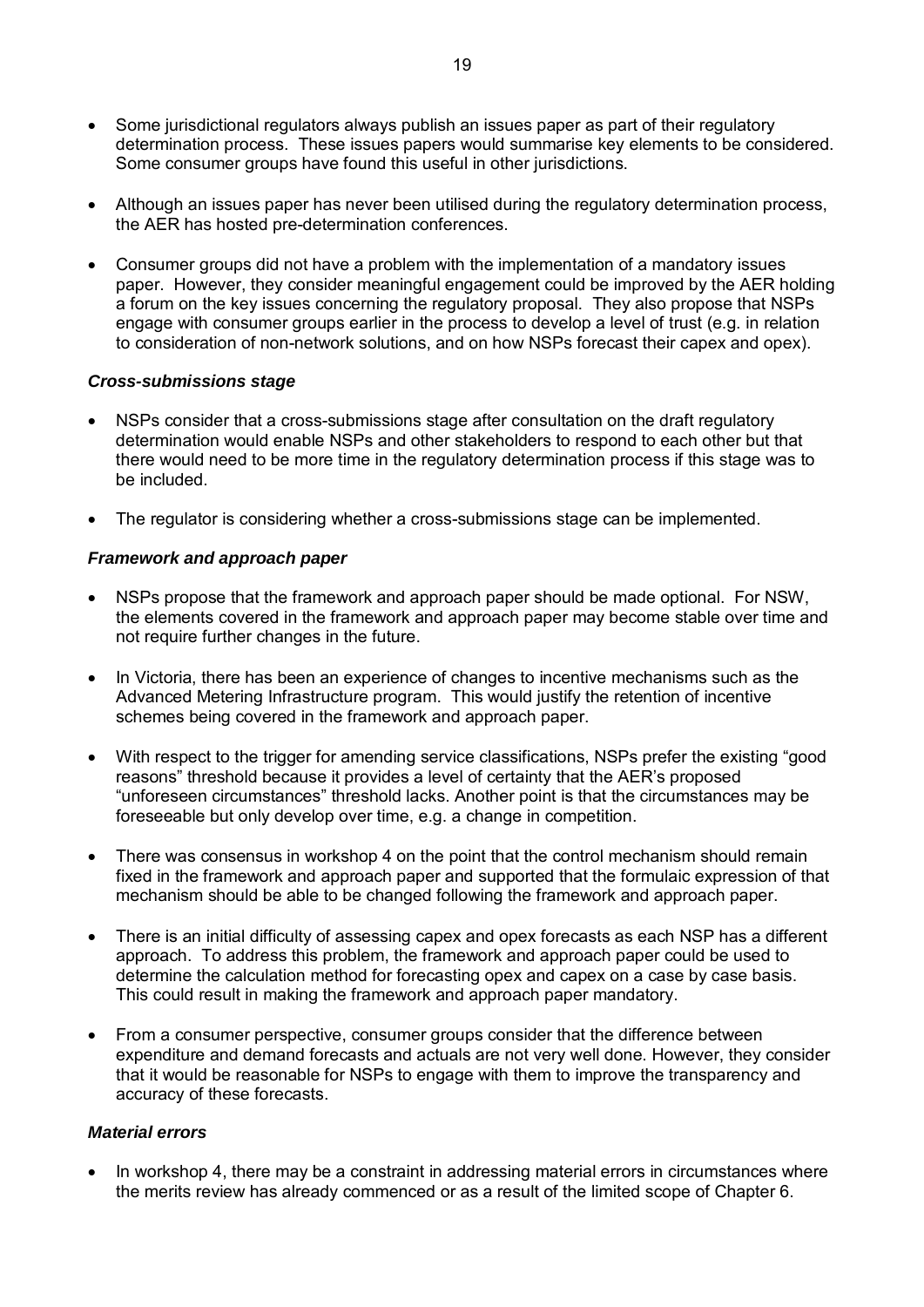- Some jurisdictional regulators always publish an issues paper as part of their regulatory determination process. These issues papers would summarise key elements to be considered. Some consumer groups have found this useful in other jurisdictions.

- Although an issues paper has never been utilised during the regulatory determination process, the AER has hosted pre-determination conferences.

- Consumer groups did not have a problem with the implementation of a mandatory issues paper. However, they consider meaningful engagement could be improved by the AER holding a forum on the key issues concerning the regulatory proposal. They also propose that NSPs engage with consumer groups earlier in the process to develop a level of trust (e.g. in relation to consideration of non-network solutions, and on how NSPs forecast their capex and opex).

***Cross-submissions stage***

- NSPs consider that a cross-submissions stage after consultation on the draft regulatory determination would enable NSPs and other stakeholders to respond to each other but that there would need to be more time in the regulatory determination process if this stage was to be included.

- The regulator is considering whether a cross-submissions stage can be implemented.

***Framework and approach paper***

- NSPs propose that the framework and approach paper should be made optional. For NSW, the elements covered in the framework and approach paper may become stable over time and not require further changes in the future.

- In Victoria, there has been an experience of changes to incentive mechanisms such as the Advanced Metering Infrastructure program. This would justify the retention of incentive schemes being covered in the framework and approach paper.

- With respect to the trigger for amending service classifications, NSPs prefer the existing "good reasons" threshold because it provides a level of certainty that the AER's proposed "unforeseen circumstances" threshold lacks. Another point is that the circumstances may be foreseeable but only develop over time, e.g. a change in competition.

- There was consensus in workshop 4 on the point that the control mechanism should remain fixed in the framework and approach paper and supported that the formulaic expression of that mechanism should be able to be changed following the framework and approach paper.

- There is an initial difficulty of assessing capex and opex forecasts as each NSP has a different approach. To address this problem, the framework and approach paper could be used to determine the calculation method for forecasting opex and capex on a case by case basis. This could result in making the framework and approach paper mandatory.

- From a consumer perspective, consumer groups consider that the difference between expenditure and demand forecasts and actuals are not very well done. However, they consider that it would be reasonable for NSPs to engage with them to improve the transparency and accuracy of these forecasts.

***Material errors***

- In workshop 4, there may be a constraint in addressing material errors in circumstances where the merits review has already commenced or as a result of the limited scope of Chapter 6.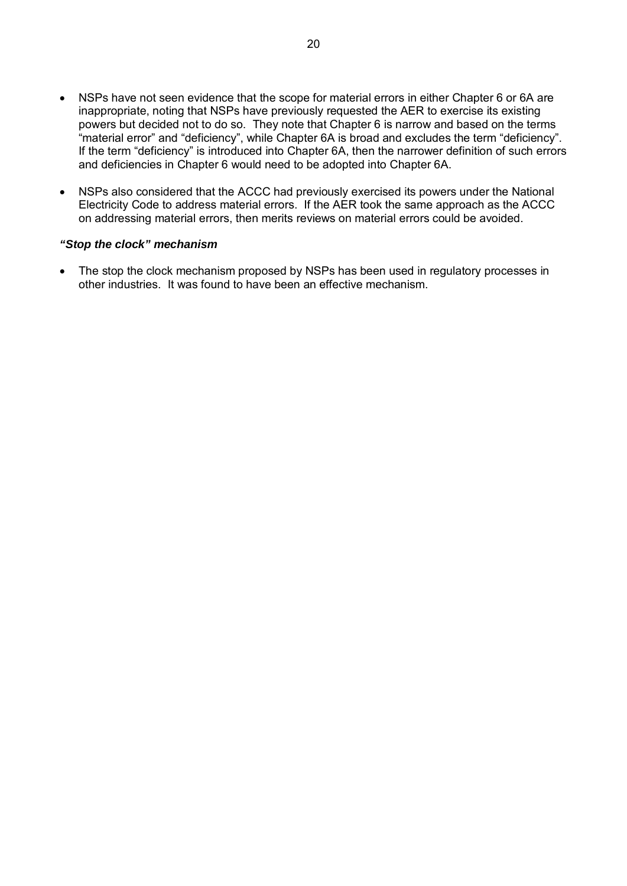- NSPs have not seen evidence that the scope for material errors in either Chapter 6 or 6A are inappropriate, noting that NSPs have previously requested the AER to exercise its existing powers but decided not to do so. They note that Chapter 6 is narrow and based on the terms "material error" and "deficiency", while Chapter 6A is broad and excludes the term "deficiency". If the term "deficiency" is introduced into Chapter 6A, then the narrower definition of such errors and deficiencies in Chapter 6 would need to be adopted into Chapter 6A.

- NSPs also considered that the ACCC had previously exercised its powers under the National Electricity Code to address material errors. If the AER took the same approach as the ACCC on addressing material errors, then merits reviews on material errors could be avoided.

***"Stop the clock" mechanism***

- The stop the clock mechanism proposed by NSPs has been used in regulatory processes in other industries. It was found to have been an effective mechanism.